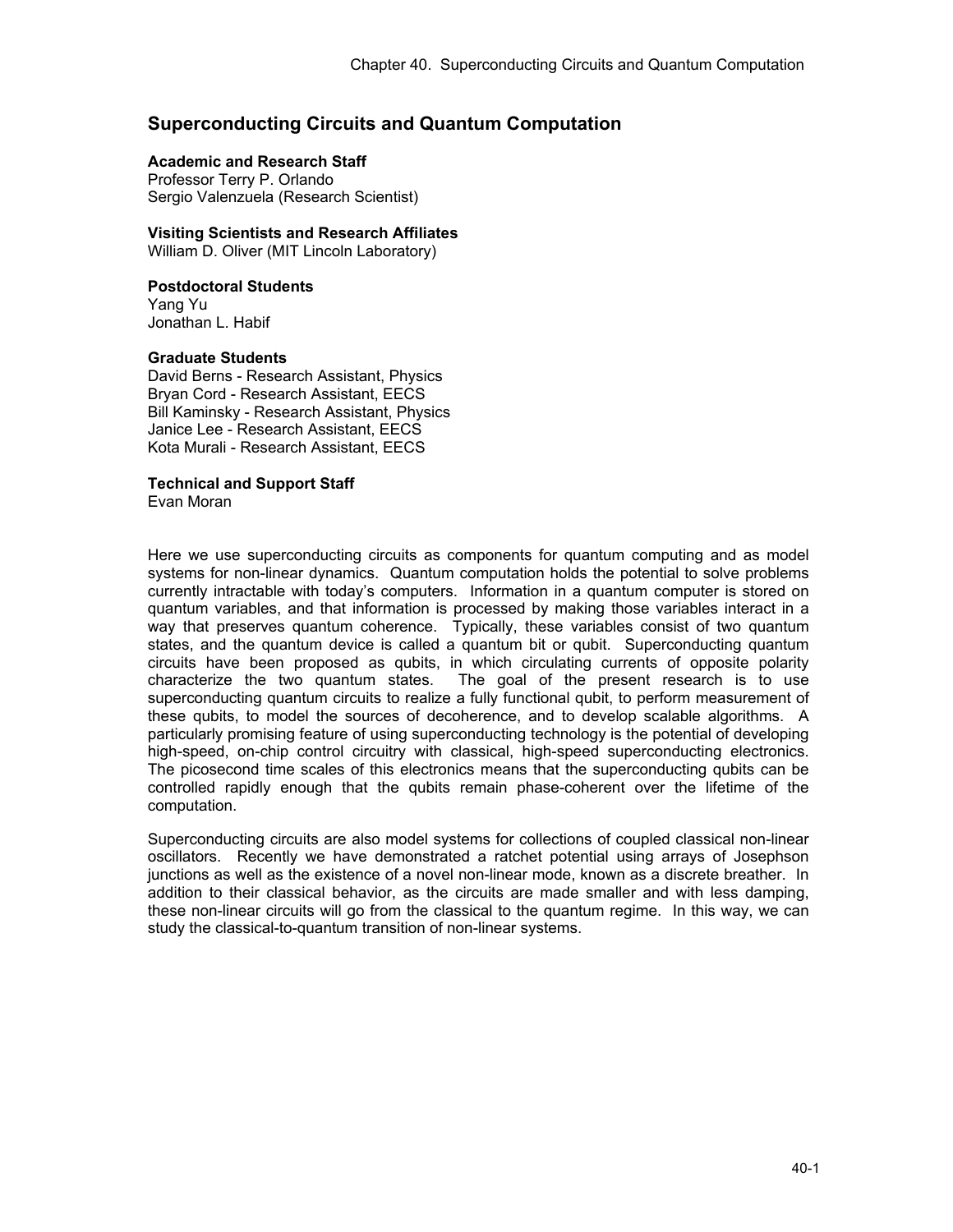# Superconducting Circuits and Quantum Computation

**Academic and Research Staff**
Professor Terry P. Orlando
Sergio Valenzuela (Research Scientist)

**Visiting Scientists and Research Affiliates**
William D. Oliver (MIT Lincoln Laboratory)

**Postdoctoral Students**
Yang Yu
Jonathan L. Habif

**Graduate Students**
David Berns - Research Assistant, Physics
Bryan Cord - Research Assistant, EECS
Bill Kaminsky - Research Assistant, Physics
Janice Lee - Research Assistant, EECS
Kota Murali - Research Assistant, EECS

**Technical and Support Staff**
Evan Moran

Here we use superconducting circuits as components for quantum computing and as model systems for non-linear dynamics. Quantum computation holds the potential to solve problems currently intractable with today's computers. Information in a quantum computer is stored on quantum variables, and that information is processed by making those variables interact in a way that preserves quantum coherence. Typically, these variables consist of two quantum states, and the quantum device is called a quantum bit or qubit. Superconducting quantum circuits have been proposed as qubits, in which circulating currents of opposite polarity characterize the two quantum states. The goal of the present research is to use superconducting quantum circuits to realize a fully functional qubit, to perform measurement of these qubits, to model the sources of decoherence, and to develop scalable algorithms. A particularly promising feature of using superconducting technology is the potential of developing high-speed, on-chip control circuitry with classical, high-speed superconducting electronics. The picosecond time scales of this electronics means that the superconducting qubits can be controlled rapidly enough that the qubits remain phase-coherent over the lifetime of the computation.

Superconducting circuits are also model systems for collections of coupled classical non-linear oscillators. Recently we have demonstrated a ratchet potential using arrays of Josephson junctions as well as the existence of a novel non-linear mode, known as a discrete breather. In addition to their classical behavior, as the circuits are made smaller and with less damping, these non-linear circuits will go from the classical to the quantum regime. In this way, we can study the classical-to-quantum transition of non-linear systems.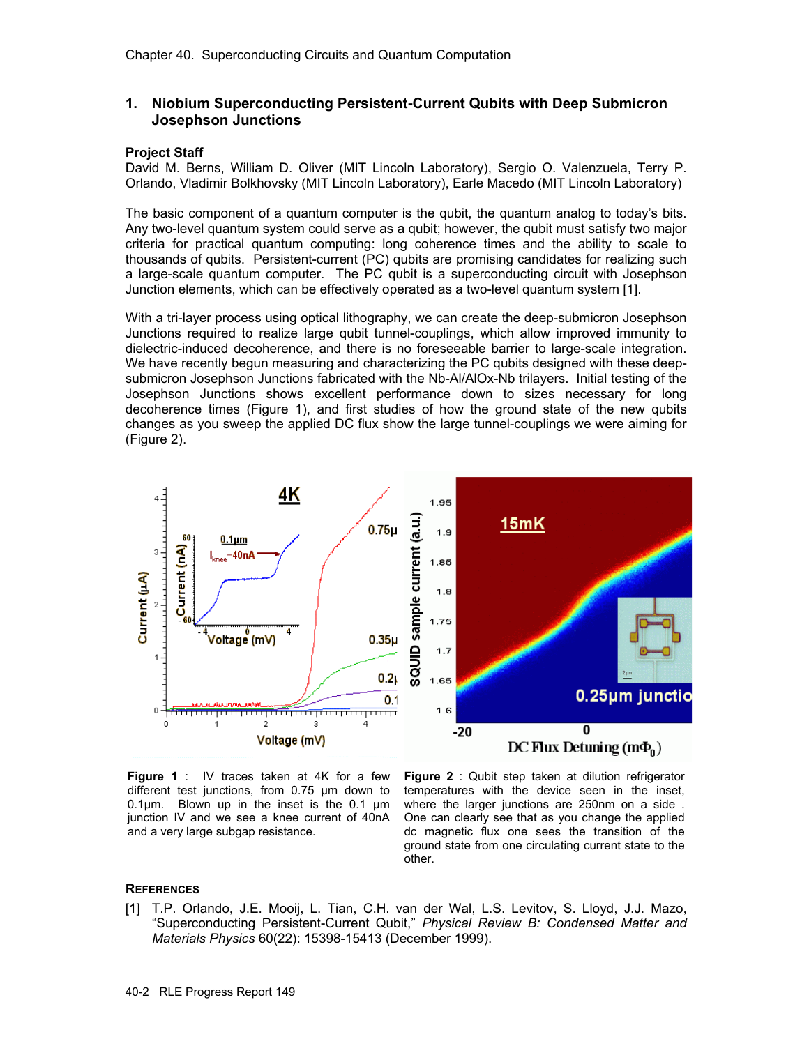## 1. Niobium Superconducting Persistent-Current Qubits with Deep Submicron Josephson Junctions

**Project Staff**

David M. Berns, William D. Oliver (MIT Lincoln Laboratory), Sergio O. Valenzuela, Terry P. Orlando, Vladimir Bolkhovsky (MIT Lincoln Laboratory), Earle Macedo (MIT Lincoln Laboratory)

The basic component of a quantum computer is the qubit, the quantum analog to today's bits. Any two-level quantum system could serve as a qubit; however, the qubit must satisfy two major criteria for practical quantum computing: long coherence times and the ability to scale to thousands of qubits. Persistent-current (PC) qubits are promising candidates for realizing such a large-scale quantum computer. The PC qubit is a superconducting circuit with Josephson Junction elements, which can be effectively operated as a two-level quantum system [1].

With a tri-layer process using optical lithography, we can create the deep-submicron Josephson Junctions required to realize large qubit tunnel-couplings, which allow improved immunity to dielectric-induced decoherence, and there is no foreseeable barrier to large-scale integration. We have recently begun measuring and characterizing the PC qubits designed with these deep-submicron Josephson Junctions fabricated with the Nb-Al/AlOx-Nb trilayers. Initial testing of the Josephson Junctions shows excellent performance down to sizes necessary for long decoherence times (Figure 1), and first studies of how the ground state of the new qubits changes as you sweep the applied DC flux show the large tunnel-couplings we were aiming for (Figure 2).

**Figure 1** : IV traces taken at 4K for a few different test junctions, from 0.75 µm down to 0.1µm. Blown up in the inset is the 0.1 µm junction IV and we see a knee current of 40nA and a very large subgap resistance.

**Figure 2** : Qubit step taken at dilution refrigerator temperatures with the device seen in the inset, where the larger junctions are 250nm on a side . One can clearly see that as you change the applied dc magnetic flux one sees the transition of the ground state from one circulating current state to the other.

**References**

[1] T.P. Orlando, J.E. Mooij, L. Tian, C.H. van der Wal, L.S. Levitov, S. Lloyd, J.J. Mazo, "Superconducting Persistent-Current Qubit," *Physical Review B: Condensed Matter and Materials Physics* 60(22): 15398-15413 (December 1999).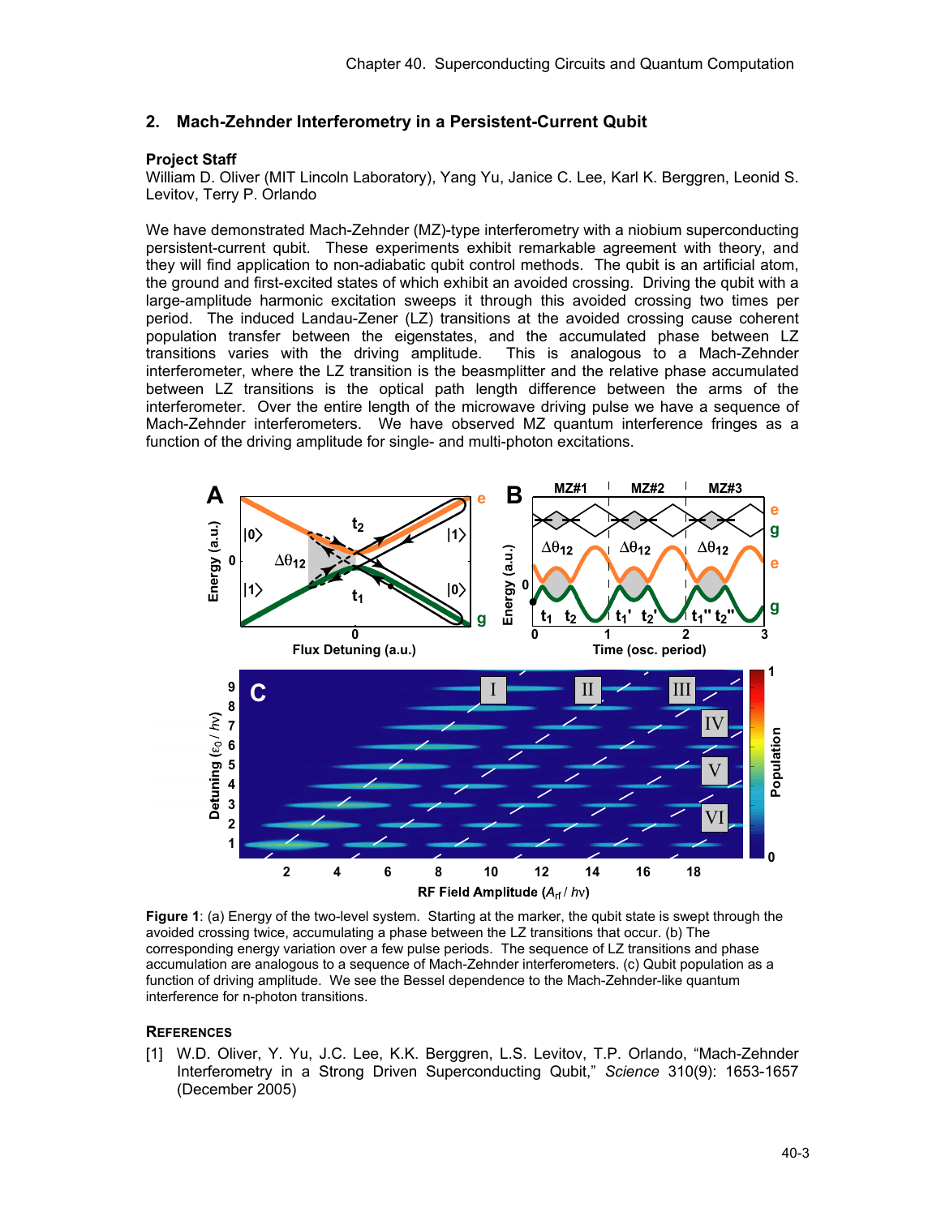## 2. Mach-Zehnder Interferometry in a Persistent-Current Qubit

**Project Staff**

William D. Oliver (MIT Lincoln Laboratory), Yang Yu, Janice C. Lee, Karl K. Berggren, Leonid S. Levitov, Terry P. Orlando

We have demonstrated Mach-Zehnder (MZ)-type interferometry with a niobium superconducting persistent-current qubit. These experiments exhibit remarkable agreement with theory, and they will find application to non-adiabatic qubit control methods. The qubit is an artificial atom, the ground and first-excited states of which exhibit an avoided crossing. Driving the qubit with a large-amplitude harmonic excitation sweeps it through this avoided crossing two times per period. The induced Landau-Zener (LZ) transitions at the avoided crossing cause coherent population transfer between the eigenstates, and the accumulated phase between LZ transitions varies with the driving amplitude. This is analogous to a Mach-Zehnder interferometer, where the LZ transition is the beamsplitter and the relative phase accumulated between LZ transitions is the optical path length difference between the arms of the interferometer. Over the entire length of the microwave driving pulse we have a sequence of Mach-Zehnder interferometers. We have observed MZ quantum interference fringes as a function of the driving amplitude for single- and multi-photon excitations.

**Figure 1**: (a) Energy of the two-level system. Starting at the marker, the qubit state is swept through the avoided crossing twice, accumulating a phase between the LZ transitions that occur. (b) The corresponding energy variation over a few pulse periods. The sequence of LZ transitions and phase accumulation are analogous to a sequence of Mach-Zehnder interferometers. (c) Qubit population as a function of driving amplitude. We see the Bessel dependence to the Mach-Zehnder-like quantum interference for n-photon transitions.

**References**

[1] W.D. Oliver, Y. Yu, J.C. Lee, K.K. Berggren, L.S. Levitov, T.P. Orlando, "Mach-Zehnder Interferometry in a Strong Driven Superconducting Qubit," *Science* 310(9): 1653-1657 (December 2005)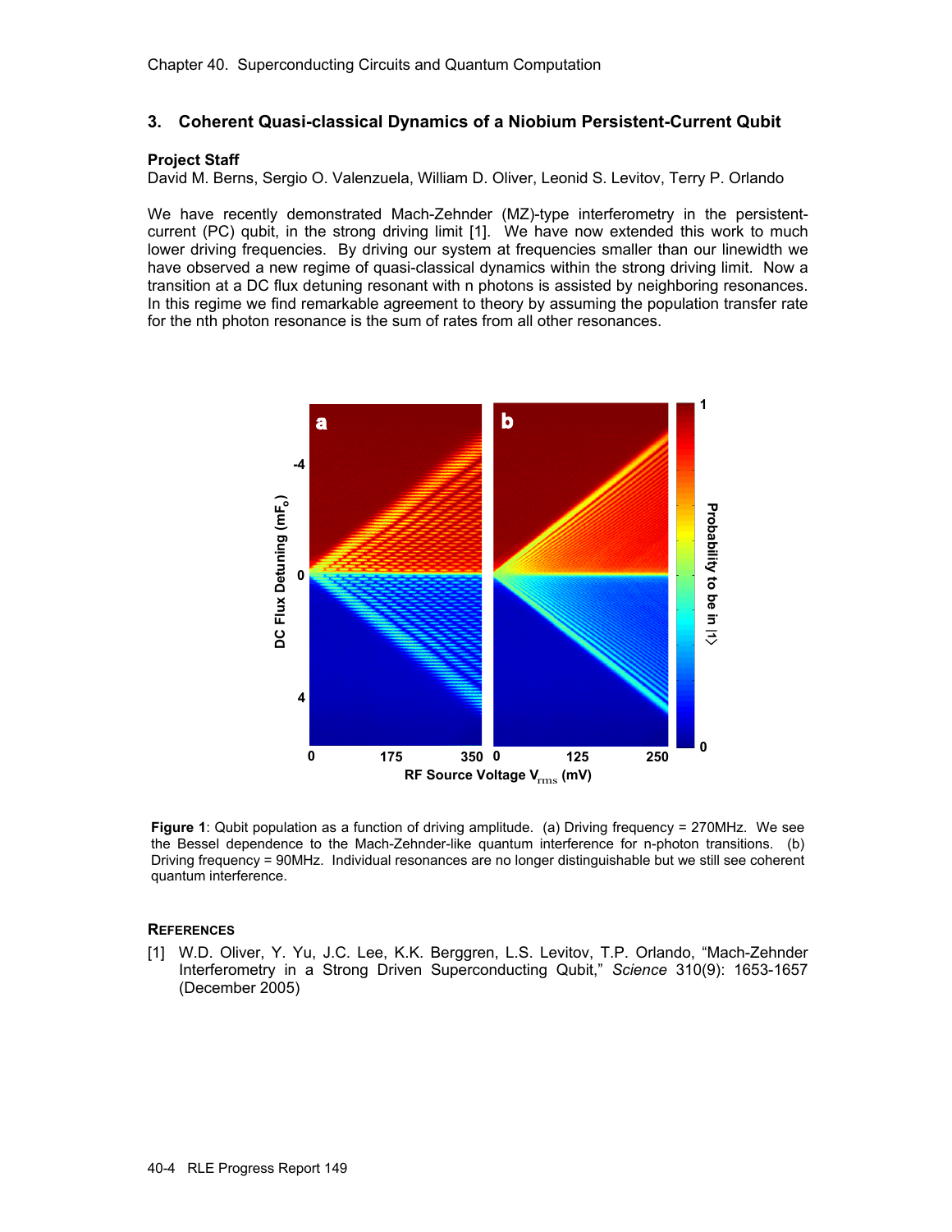## 3. Coherent Quasi-classical Dynamics of a Niobium Persistent-Current Qubit

**Project Staff**

David M. Berns, Sergio O. Valenzuela, William D. Oliver, Leonid S. Levitov, Terry P. Orlando

We have recently demonstrated Mach-Zehnder (MZ)-type interferometry in the persistent-current (PC) qubit, in the strong driving limit [1]. We have now extended this work to much lower driving frequencies. By driving our system at frequencies smaller than our linewidth we have observed a new regime of quasi-classical dynamics within the strong driving limit. Now a transition at a DC flux detuning resonant with n photons is assisted by neighboring resonances. In this regime we find remarkable agreement to theory by assuming the population transfer rate for the nth photon resonance is the sum of rates from all other resonances.

**Figure 1**: Qubit population as a function of driving amplitude. (a) Driving frequency = 270MHz. We see the Bessel dependence to the Mach-Zehnder-like quantum interference for n-photon transitions. (b) Driving frequency = 90MHz. Individual resonances are no longer distinguishable but we still see coherent quantum interference.

### References

[1] W.D. Oliver, Y. Yu, J.C. Lee, K.K. Berggren, L.S. Levitov, T.P. Orlando, "Mach-Zehnder Interferometry in a Strong Driven Superconducting Qubit," *Science* 310(9): 1653-1657 (December 2005)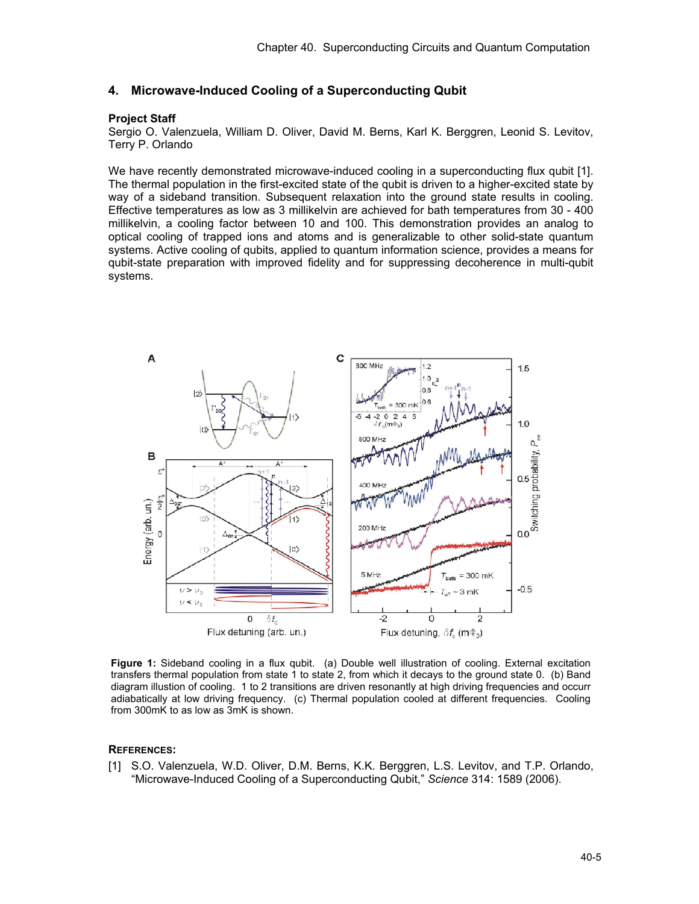## 4. Microwave-Induced Cooling of a Superconducting Qubit

**Project Staff**

Sergio O. Valenzuela, William D. Oliver, David M. Berns, Karl K. Berggren, Leonid S. Levitov, Terry P. Orlando

We have recently demonstrated microwave-induced cooling in a superconducting flux qubit [1]. The thermal population in the first-excited state of the qubit is driven to a higher-excited state by way of a sideband transition. Subsequent relaxation into the ground state results in cooling. Effective temperatures as low as 3 millikelvin are achieved for bath temperatures from 30 - 400 millikelvin, a cooling factor between 10 and 100. This demonstration provides an analog to optical cooling of trapped ions and atoms and is generalizable to other solid-state quantum systems. Active cooling of qubits, applied to quantum information science, provides a means for qubit-state preparation with improved fidelity and for suppressing decoherence in multi-qubit systems.

**Figure 1:** Sideband cooling in a flux qubit. (a) Double well illustration of cooling. External excitation transfers thermal population from state 1 to state 2, from which it decays to the ground state 0. (b) Band diagram illustion of cooling. 1 to 2 transitions are driven resonantly at high driving frequencies and occurr adiabatically at low driving frequency. (c) Thermal population cooled at different frequencies. Cooling from 300mK to as low as 3mK is shown.

**REFERENCES:**

[1] S.O. Valenzuela, W.D. Oliver, D.M. Berns, K.K. Berggren, L.S. Levitov, and T.P. Orlando, "Microwave-Induced Cooling of a Superconducting Qubit," *Science* 314: 1589 (2006).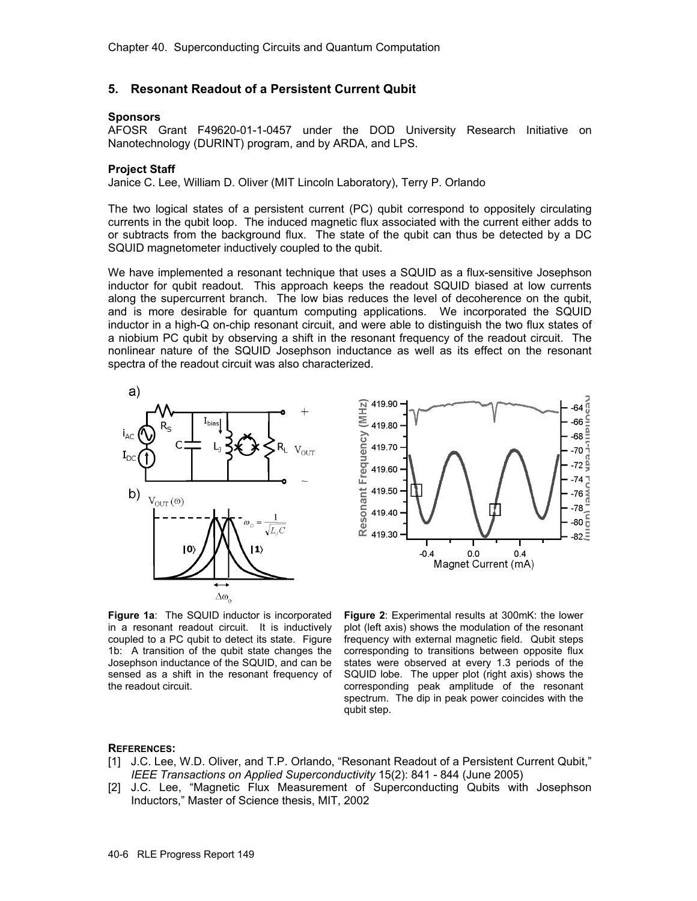## 5. Resonant Readout of a Persistent Current Qubit

**Sponsors**

AFOSR Grant F49620-01-1-0457 under the DOD University Research Initiative on Nanotechnology (DURINT) program, and by ARDA, and LPS.

**Project Staff**

Janice C. Lee, William D. Oliver (MIT Lincoln Laboratory), Terry P. Orlando

The two logical states of a persistent current (PC) qubit correspond to oppositely circulating currents in the qubit loop. The induced magnetic flux associated with the current either adds to or subtracts from the background flux. The state of the qubit can thus be detected by a DC SQUID magnetometer inductively coupled to the qubit.

We have implemented a resonant technique that uses a SQUID as a flux-sensitive Josephson inductor for qubit readout. This approach keeps the readout SQUID biased at low currents along the supercurrent branch. The low bias reduces the level of decoherence on the qubit, and is more desirable for quantum computing applications. We incorporated the SQUID inductor in a high-Q on-chip resonant circuit, and were able to distinguish the two flux states of a niobium PC qubit by observing a shift in the resonant frequency of the readout circuit. The nonlinear nature of the SQUID Josephson inductance as well as its effect on the resonant spectra of the readout circuit was also characterized.

**Figure 1a**: The SQUID inductor is incorporated in a resonant readout circuit. It is inductively coupled to a PC qubit to detect its state. Figure 1b: A transition of the qubit state changes the Josephson inductance of the SQUID, and can be sensed as a shift in the resonant frequency of the readout circuit.

**Figure 2**: Experimental results at 300mK: the lower plot (left axis) shows the modulation of the resonant frequency with external magnetic field. Qubit steps corresponding to transitions between opposite flux states were observed at every 1.3 periods of the SQUID lobe. The upper plot (right axis) shows the corresponding peak amplitude of the resonant spectrum. The dip in peak power coincides with the qubit step.

**REFERENCES:**

[1] J.C. Lee, W.D. Oliver, and T.P. Orlando, "Resonant Readout of a Persistent Current Qubit," *IEEE Transactions on Applied Superconductivity* 15(2): 841 - 844 (June 2005)

[2] J.C. Lee, "Magnetic Flux Measurement of Superconducting Qubits with Josephson Inductors," Master of Science thesis, MIT, 2002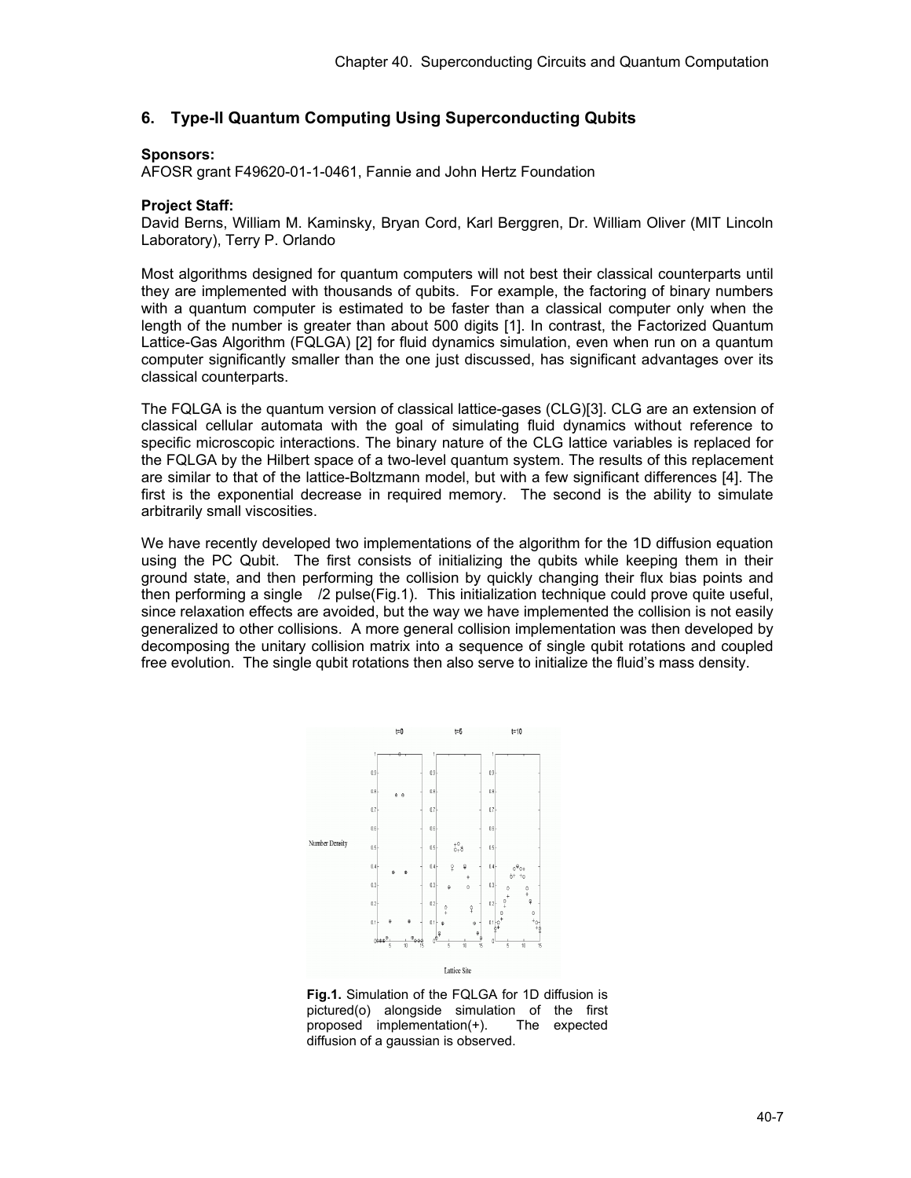## 6. Type-II Quantum Computing Using Superconducting Qubits

**Sponsors:**
AFOSR grant F49620-01-1-0461, Fannie and John Hertz Foundation

**Project Staff:**
David Berns, William M. Kaminsky, Bryan Cord, Karl Berggren, Dr. William Oliver (MIT Lincoln Laboratory), Terry P. Orlando

Most algorithms designed for quantum computers will not best their classical counterparts until they are implemented with thousands of qubits. For example, the factoring of binary numbers with a quantum computer is estimated to be faster than a classical computer only when the length of the number is greater than about 500 digits [1]. In contrast, the Factorized Quantum Lattice-Gas Algorithm (FQLGA) [2] for fluid dynamics simulation, even when run on a quantum computer significantly smaller than the one just discussed, has significant advantages over its classical counterparts.

The FQLGA is the quantum version of classical lattice-gases (CLG)[3]. CLG are an extension of classical cellular automata with the goal of simulating fluid dynamics without reference to specific microscopic interactions. The binary nature of the CLG lattice variables is replaced for the FQLGA by the Hilbert space of a two-level quantum system. The results of this replacement are similar to that of the lattice-Boltzmann model, but with a few significant differences [4]. The first is the exponential decrease in required memory. The second is the ability to simulate arbitrarily small viscosities.

We have recently developed two implementations of the algorithm for the 1D diffusion equation using the PC Qubit. The first consists of initializing the qubits while keeping them in their ground state, and then performing the collision by quickly changing their flux bias points and then performing a single $\pi/2$ pulse(Fig.1). This initialization technique could prove quite useful, since relaxation effects are avoided, but the way we have implemented the collision is not easily generalized to other collisions. A more general collision implementation was then developed by decomposing the unitary collision matrix into a sequence of single qubit rotations and coupled free evolution. The single qubit rotations then also serve to initialize the fluid's mass density.

**Fig.1.** Simulation of the FQLGA for 1D diffusion is pictured(o) alongside simulation of the first proposed implementation(+). The expected diffusion of a gaussian is observed.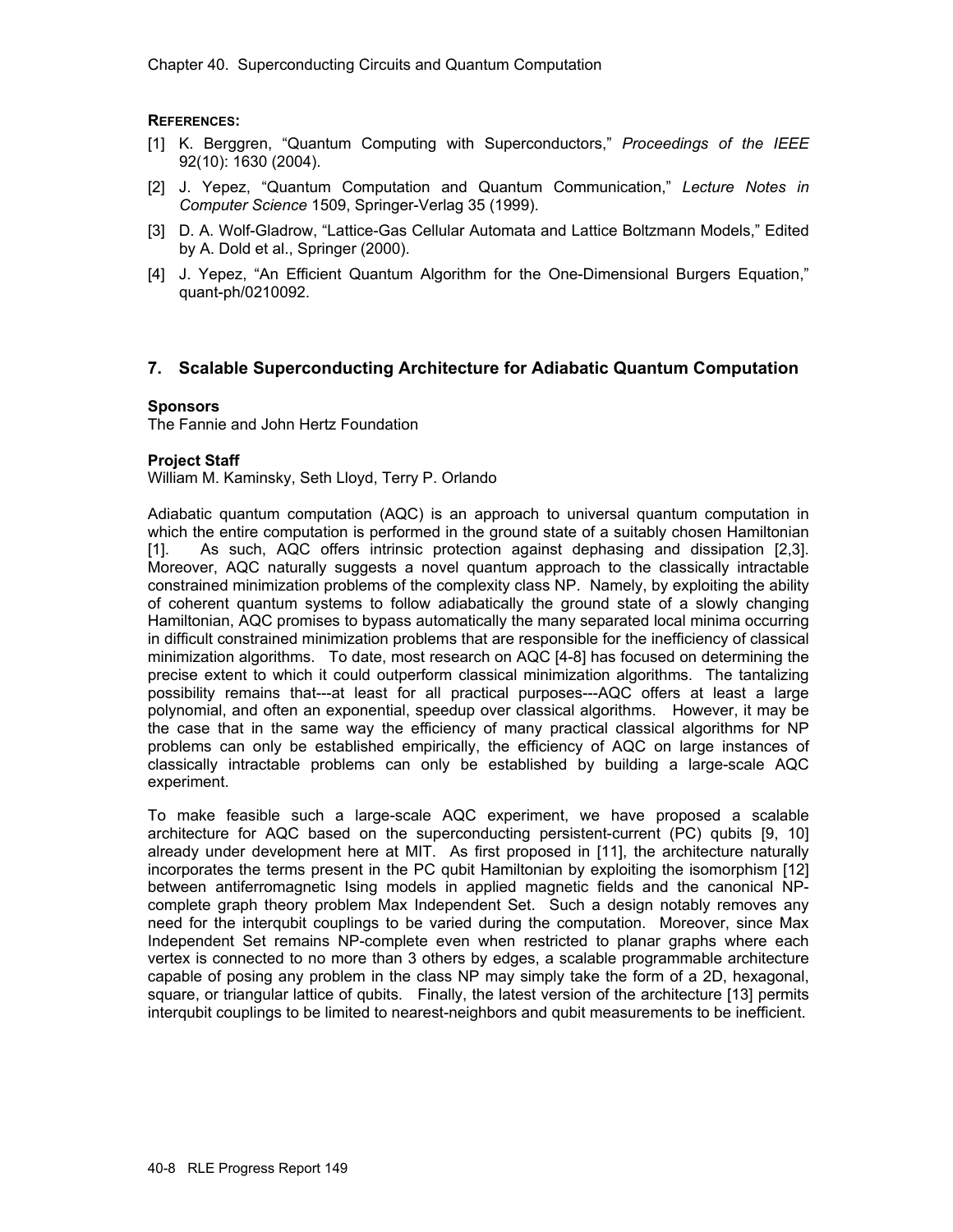**REFERENCES:**

[1] K. Berggren, "Quantum Computing with Superconductors," *Proceedings of the IEEE* 92(10): 1630 (2004).

[2] J. Yepez, "Quantum Computation and Quantum Communication," *Lecture Notes in Computer Science* 1509, Springer-Verlag 35 (1999).

[3] D. A. Wolf-Gladrow, "Lattice-Gas Cellular Automata and Lattice Boltzmann Models," Edited by A. Dold et al., Springer (2000).

[4] J. Yepez, "An Efficient Quantum Algorithm for the One-Dimensional Burgers Equation," quant-ph/0210092.

## 7. Scalable Superconducting Architecture for Adiabatic Quantum Computation

**Sponsors**

The Fannie and John Hertz Foundation

**Project Staff**

William M. Kaminsky, Seth Lloyd, Terry P. Orlando

Adiabatic quantum computation (AQC) is an approach to universal quantum computation in which the entire computation is performed in the ground state of a suitably chosen Hamiltonian [1]. As such, AQC offers intrinsic protection against dephasing and dissipation [2,3]. Moreover, AQC naturally suggests a novel quantum approach to the classically intractable constrained minimization problems of the complexity class NP. Namely, by exploiting the ability of coherent quantum systems to follow adiabatically the ground state of a slowly changing Hamiltonian, AQC promises to bypass automatically the many separated local minima occurring in difficult constrained minimization problems that are responsible for the inefficiency of classical minimization algorithms. To date, most research on AQC [4-8] has focused on determining the precise extent to which it could outperform classical minimization algorithms. The tantalizing possibility remains that---at least for all practical purposes---AQC offers at least a large polynomial, and often an exponential, speedup over classical algorithms. However, it may be the case that in the same way the efficiency of many practical classical algorithms for NP problems can only be established empirically, the efficiency of AQC on large instances of classically intractable problems can only be established by building a large-scale AQC experiment.

To make feasible such a large-scale AQC experiment, we have proposed a scalable architecture for AQC based on the superconducting persistent-current (PC) qubits [9, 10] already under development here at MIT. As first proposed in [11], the architecture naturally incorporates the terms present in the PC qubit Hamiltonian by exploiting the isomorphism [12] between antiferromagnetic Ising models in applied magnetic fields and the canonical NP-complete graph theory problem Max Independent Set. Such a design notably removes any need for the interqubit couplings to be varied during the computation. Moreover, since Max Independent Set remains NP-complete even when restricted to planar graphs where each vertex is connected to no more than 3 others by edges, a scalable programmable architecture capable of posing any problem in the class NP may simply take the form of a 2D, hexagonal, square, or triangular lattice of qubits. Finally, the latest version of the architecture [13] permits interqubit couplings to be limited to nearest-neighbors and qubit measurements to be inefficient.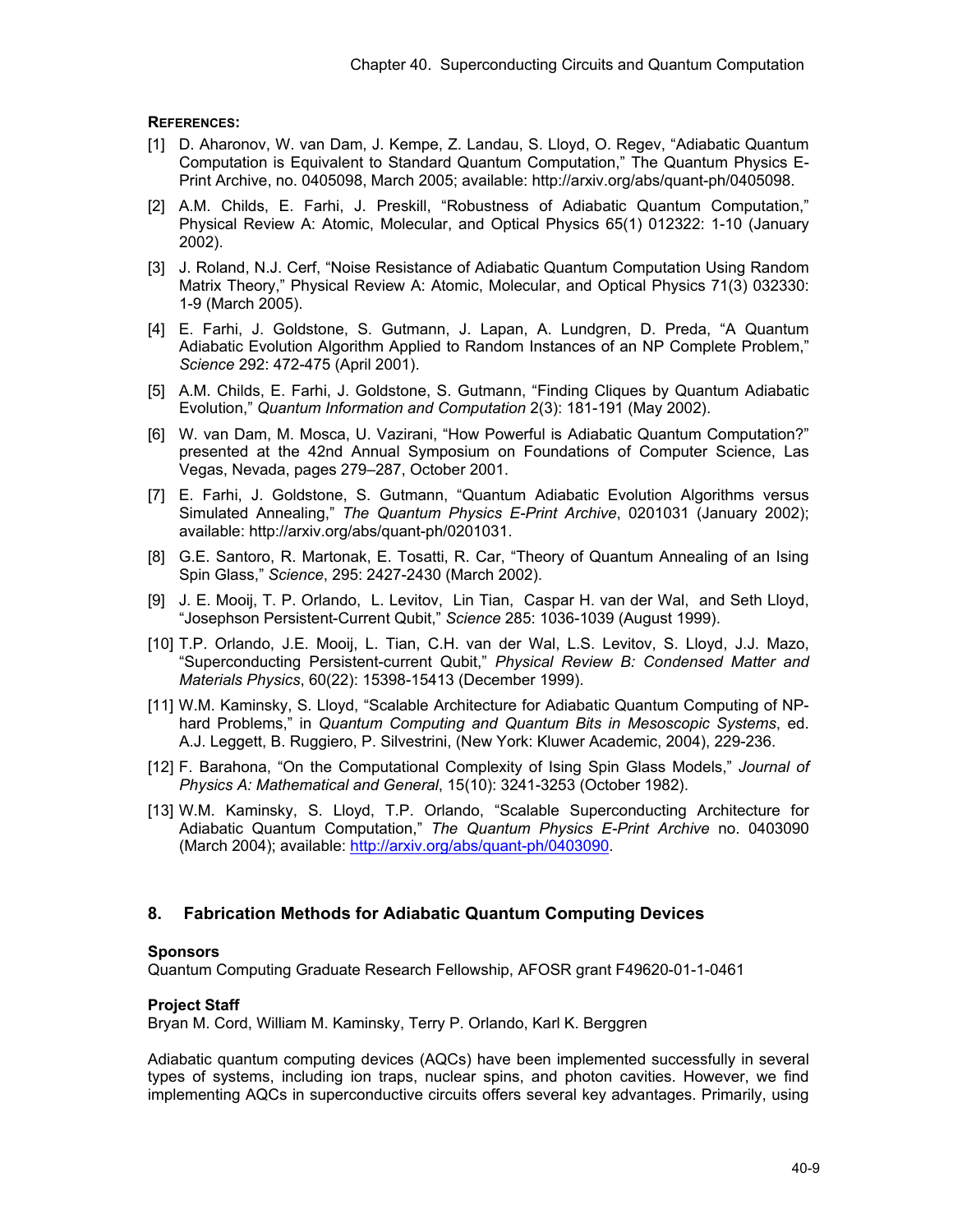**REFERENCES:**

[1] D. Aharonov, W. van Dam, J. Kempe, Z. Landau, S. Lloyd, O. Regev, "Adiabatic Quantum Computation is Equivalent to Standard Quantum Computation," The Quantum Physics E-Print Archive, no. 0405098, March 2005; available: http://arxiv.org/abs/quant-ph/0405098.

[2] A.M. Childs, E. Farhi, J. Preskill, "Robustness of Adiabatic Quantum Computation," Physical Review A: Atomic, Molecular, and Optical Physics 65(1) 012322: 1-10 (January 2002).

[3] J. Roland, N.J. Cerf, "Noise Resistance of Adiabatic Quantum Computation Using Random Matrix Theory," Physical Review A: Atomic, Molecular, and Optical Physics 71(3) 032330: 1-9 (March 2005).

[4] E. Farhi, J. Goldstone, S. Gutmann, J. Lapan, A. Lundgren, D. Preda, "A Quantum Adiabatic Evolution Algorithm Applied to Random Instances of an NP Complete Problem," *Science* 292: 472-475 (April 2001).

[5] A.M. Childs, E. Farhi, J. Goldstone, S. Gutmann, "Finding Cliques by Quantum Adiabatic Evolution," *Quantum Information and Computation* 2(3): 181-191 (May 2002).

[6] W. van Dam, M. Mosca, U. Vazirani, "How Powerful is Adiabatic Quantum Computation?" presented at the 42nd Annual Symposium on Foundations of Computer Science, Las Vegas, Nevada, pages 279–287, October 2001.

[7] E. Farhi, J. Goldstone, S. Gutmann, "Quantum Adiabatic Evolution Algorithms versus Simulated Annealing," *The Quantum Physics E-Print Archive*, 0201031 (January 2002); available: http://arxiv.org/abs/quant-ph/0201031.

[8] G.E. Santoro, R. Martonak, E. Tosatti, R. Car, "Theory of Quantum Annealing of an Ising Spin Glass," *Science*, 295: 2427-2430 (March 2002).

[9] J. E. Mooij, T. P. Orlando, L. Levitov, Lin Tian, Caspar H. van der Wal, and Seth Lloyd, "Josephson Persistent-Current Qubit," *Science* 285: 1036-1039 (August 1999).

[10] T.P. Orlando, J.E. Mooij, L. Tian, C.H. van der Wal, L.S. Levitov, S. Lloyd, J.J. Mazo, "Superconducting Persistent-current Qubit," *Physical Review B: Condensed Matter and Materials Physics*, 60(22): 15398-15413 (December 1999).

[11] W.M. Kaminsky, S. Lloyd, "Scalable Architecture for Adiabatic Quantum Computing of NP-hard Problems," in *Quantum Computing and Quantum Bits in Mesoscopic Systems*, ed. A.J. Leggett, B. Ruggiero, P. Silvestrini, (New York: Kluwer Academic, 2004), 229-236.

[12] F. Barahona, "On the Computational Complexity of Ising Spin Glass Models," *Journal of Physics A: Mathematical and General*, 15(10): 3241-3253 (October 1982).

[13] W.M. Kaminsky, S. Lloyd, T.P. Orlando, "Scalable Superconducting Architecture for Adiabatic Quantum Computation," *The Quantum Physics E-Print Archive* no. 0403090 (March 2004); available: http://arxiv.org/abs/quant-ph/0403090.

## 8. Fabrication Methods for Adiabatic Quantum Computing Devices

**Sponsors**

Quantum Computing Graduate Research Fellowship, AFOSR grant F49620-01-1-0461

**Project Staff**

Bryan M. Cord, William M. Kaminsky, Terry P. Orlando, Karl K. Berggren

Adiabatic quantum computing devices (AQCs) have been implemented successfully in several types of systems, including ion traps, nuclear spins, and photon cavities. However, we find implementing AQCs in superconductive circuits offers several key advantages. Primarily, using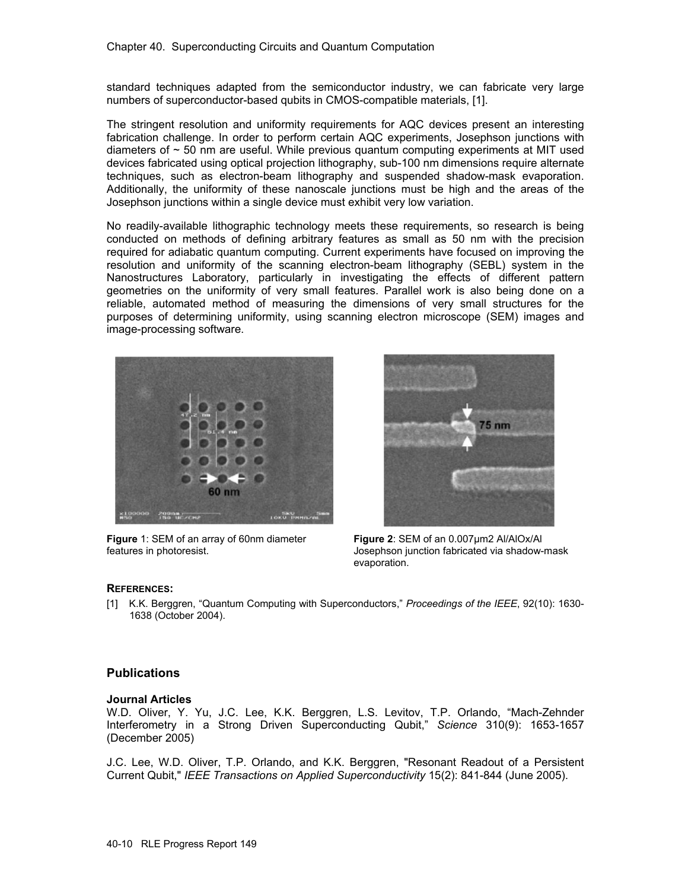standard techniques adapted from the semiconductor industry, we can fabricate very large numbers of superconductor-based qubits in CMOS-compatible materials, [1].

The stringent resolution and uniformity requirements for AQC devices present an interesting fabrication challenge. In order to perform certain AQC experiments, Josephson junctions with diameters of ~ 50 nm are useful. While previous quantum computing experiments at MIT used devices fabricated using optical projection lithography, sub-100 nm dimensions require alternate techniques, such as electron-beam lithography and suspended shadow-mask evaporation. Additionally, the uniformity of these nanoscale junctions must be high and the areas of the Josephson junctions within a single device must exhibit very low variation.

No readily-available lithographic technology meets these requirements, so research is being conducted on methods of defining arbitrary features as small as 50 nm with the precision required for adiabatic quantum computing. Current experiments have focused on improving the resolution and uniformity of the scanning electron-beam lithography (SEBL) system in the Nanostructures Laboratory, particularly in investigating the effects of different pattern geometries on the uniformity of very small features. Parallel work is also being done on a reliable, automated method of measuring the dimensions of very small structures for the purposes of determining uniformity, using scanning electron microscope (SEM) images and image-processing software.

**Figure** 1: SEM of an array of 60nm diameter features in photoresist.

**Figure 2**: SEM of an 0.007μm2 Al/AlOx/Al Josephson junction fabricated via shadow-mask evaporation.

**REFERENCES:**

[1] K.K. Berggren, "Quantum Computing with Superconductors," *Proceedings of the IEEE*, 92(10): 1630-1638 (October 2004).

## Publications

### Journal Articles

W.D. Oliver, Y. Yu, J.C. Lee, K.K. Berggren, L.S. Levitov, T.P. Orlando, "Mach-Zehnder Interferometry in a Strong Driven Superconducting Qubit," *Science* 310(9): 1653-1657 (December 2005)

J.C. Lee, W.D. Oliver, T.P. Orlando, and K.K. Berggren, "Resonant Readout of a Persistent Current Qubit," *IEEE Transactions on Applied Superconductivity* 15(2): 841-844 (June 2005).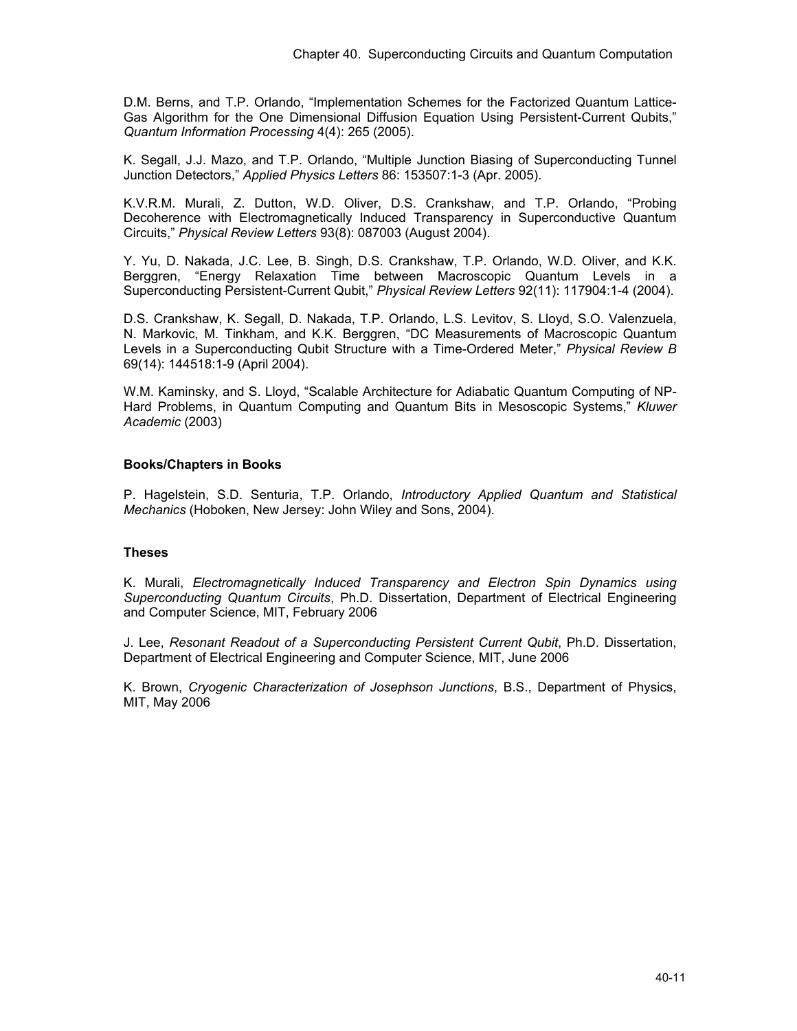D.M. Berns, and T.P. Orlando, "Implementation Schemes for the Factorized Quantum Lattice-Gas Algorithm for the One Dimensional Diffusion Equation Using Persistent-Current Qubits," *Quantum Information Processing* 4(4): 265 (2005).

K. Segall, J.J. Mazo, and T.P. Orlando, "Multiple Junction Biasing of Superconducting Tunnel Junction Detectors," *Applied Physics Letters* 86: 153507:1-3 (Apr. 2005).

K.V.R.M. Murali, Z. Dutton, W.D. Oliver, D.S. Crankshaw, and T.P. Orlando, "Probing Decoherence with Electromagnetically Induced Transparency in Superconductive Quantum Circuits," *Physical Review Letters* 93(8): 087003 (August 2004).

Y. Yu, D. Nakada, J.C. Lee, B. Singh, D.S. Crankshaw, T.P. Orlando, W.D. Oliver, and K.K. Berggren, "Energy Relaxation Time between Macroscopic Quantum Levels in a Superconducting Persistent-Current Qubit," *Physical Review Letters* 92(11): 117904:1-4 (2004).

D.S. Crankshaw, K. Segall, D. Nakada, T.P. Orlando, L.S. Levitov, S. Lloyd, S.O. Valenzuela, N. Markovic, M. Tinkham, and K.K. Berggren, "DC Measurements of Macroscopic Quantum Levels in a Superconducting Qubit Structure with a Time-Ordered Meter," *Physical Review B* 69(14): 144518:1-9 (April 2004).

W.M. Kaminsky, and S. Lloyd, "Scalable Architecture for Adiabatic Quantum Computing of NP-Hard Problems, in Quantum Computing and Quantum Bits in Mesoscopic Systems," *Kluwer Academic* (2003)

### Books/Chapters in Books

P. Hagelstein, S.D. Senturia, T.P. Orlando, *Introductory Applied Quantum and Statistical Mechanics* (Hoboken, New Jersey: John Wiley and Sons, 2004).

### Theses

K. Murali, *Electromagnetically Induced Transparency and Electron Spin Dynamics using Superconducting Quantum Circuits*, Ph.D. Dissertation, Department of Electrical Engineering and Computer Science, MIT, February 2006

J. Lee, *Resonant Readout of a Superconducting Persistent Current Qubit*, Ph.D. Dissertation, Department of Electrical Engineering and Computer Science, MIT, June 2006

K. Brown, *Cryogenic Characterization of Josephson Junctions*, B.S., Department of Physics, MIT, May 2006